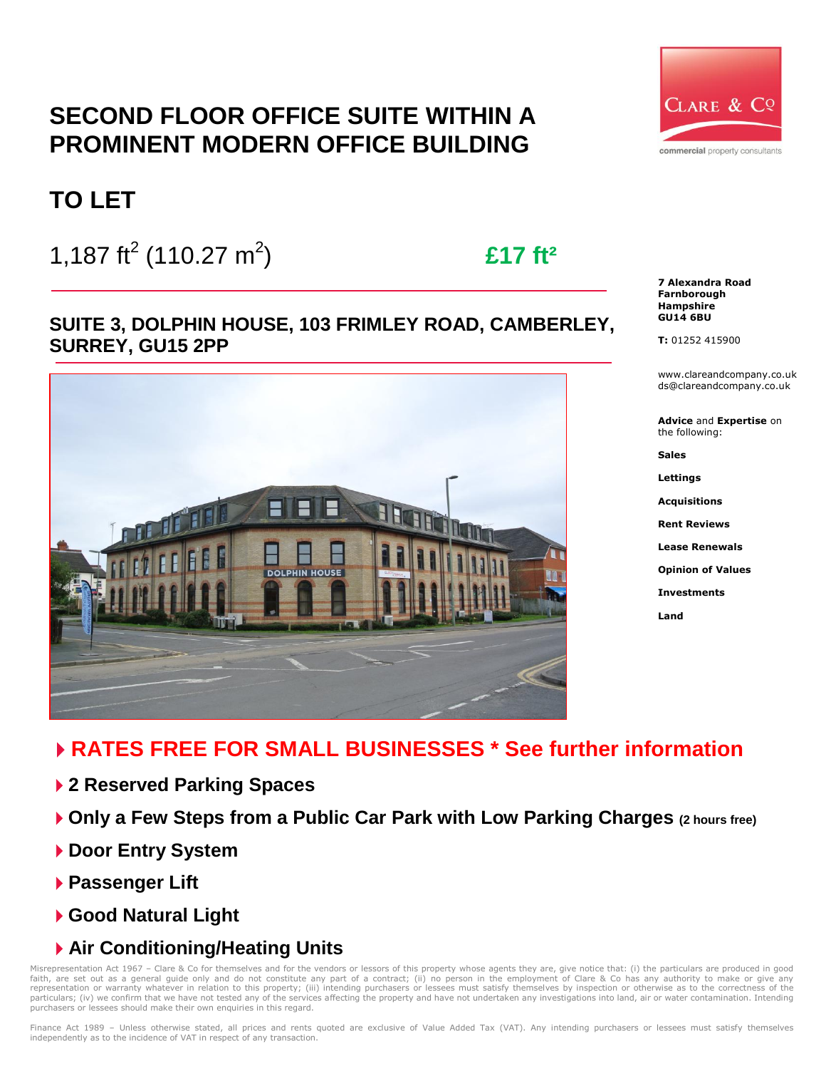# SECOND FLOOR OFFICE SUITE WITHIN A PROMINENT MODERN OFFICE BUILDING

# TO LET

1,187 $ft^2$ (110.27 $m^2$) **£17 $ft^2$**

## SUITE 3, DOLPHIN HOUSE, 103 FRIMLEY ROAD, CAMBERLEY, SURREY, GU15 2PP

CLARE & Co
commercial property consultants

**7 Alexandra Road**
**Farnborough**
**Hampshire**
**GU14 6BU**

**T:** 01252 415900

www.clareandcompany.co.uk
ds@clareandcompany.co.uk

**Advice** and **Expertise** on the following:

**Sales**

**Lettings**

**Acquisitions**

**Rent Reviews**

**Lease Renewals**

**Opinion of Values**

**Investments**

**Land**

- **RATES FREE FOR SMALL BUSINESSES * See further information**
- **2 Reserved Parking Spaces**
- **Only a Few Steps from a Public Car Park with Low Parking Charges (2 hours free)**
- **Door Entry System**
- **Passenger Lift**
- **Good Natural Light**
- **Air Conditioning/Heating Units**

Misrepresentation Act 1967 – Clare & Co for themselves and for the vendors or lessors of this property whose agents they are, give notice that: (i) the particulars are produced in good faith, are set out as a general guide only and do not constitute any part of a contract; (ii) no person in the employment of Clare & Co has any authority to make or give any representation or warranty whatever in relation to this property; (iii) intending purchasers or lessees must satisfy themselves by inspection or otherwise as to the correctness of the particulars; (iv) we confirm that we have not tested any of the services affecting the property and have not undertaken any investigations into land, air or water contamination. Intending purchasers or lessees should make their own enquiries in this regard.

Finance Act 1989 – Unless otherwise stated, all prices and rents quoted are exclusive of Value Added Tax (VAT). Any intending purchasers or lessees must satisfy themselves independently as to the incidence of VAT in respect of any transaction.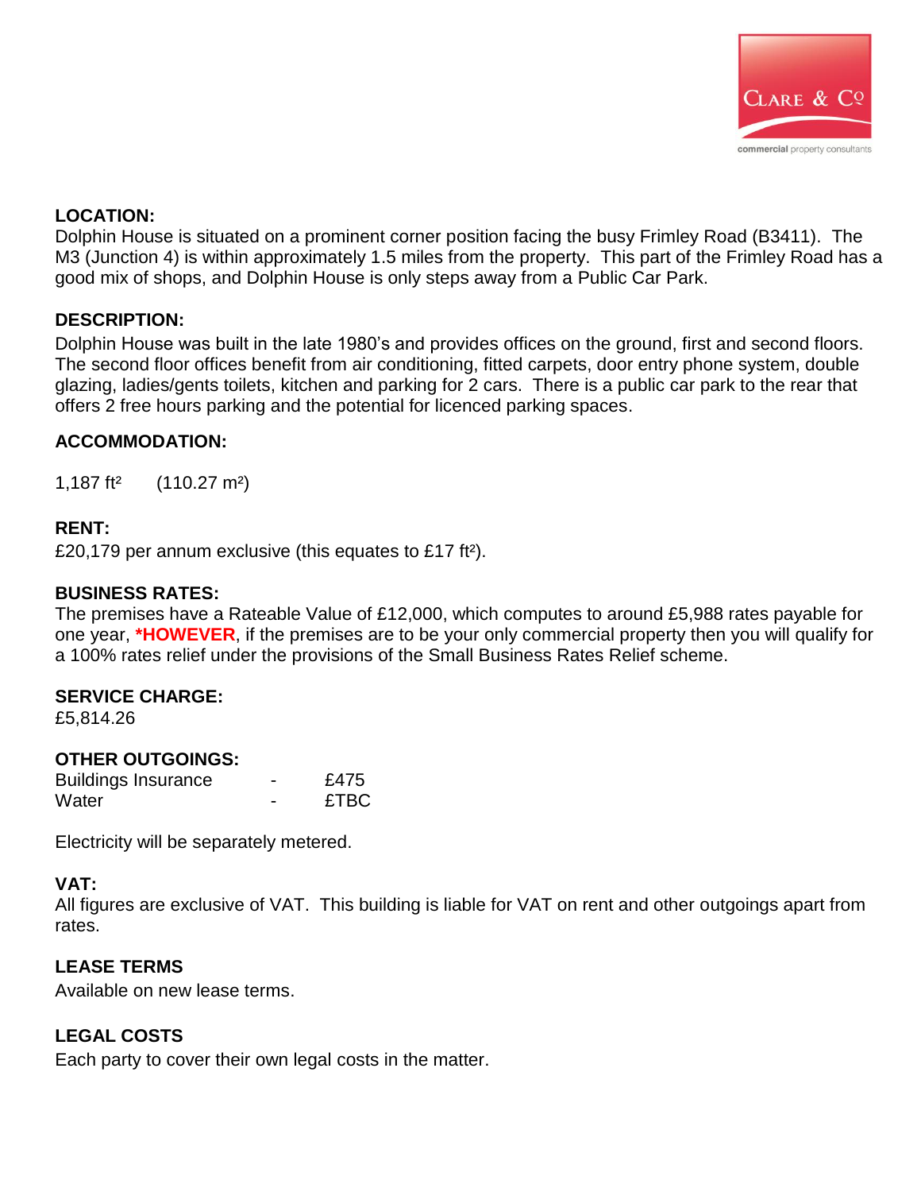## LOCATION:

Dolphin House is situated on a prominent corner position facing the busy Frimley Road (B3411). The M3 (Junction 4) is within approximately 1.5 miles from the property. This part of the Frimley Road has a good mix of shops, and Dolphin House is only steps away from a Public Car Park.

## DESCRIPTION:

Dolphin House was built in the late 1980's and provides offices on the ground, first and second floors. The second floor offices benefit from air conditioning, fitted carpets, door entry phone system, double glazing, ladies/gents toilets, kitchen and parking for 2 cars. There is a public car park to the rear that offers 2 free hours parking and the potential for licenced parking spaces.

## ACCOMMODATION:

1,187 ft² (110.27 m²)

## RENT:

£20,179 per annum exclusive (this equates to £17 ft²).

## BUSINESS RATES:

The premises have a Rateable Value of £12,000, which computes to around £5,988 rates payable for one year, ***HOWEVER**, if the premises are to be your only commercial property then you will qualify for a 100% rates relief under the provisions of the Small Business Rates Relief scheme.

## SERVICE CHARGE:

£5,814.26

## OTHER OUTGOINGS:

| | | |
|---|---|---|
| Buildings Insurance | - | £475 |
| Water | - | £TBC |

Electricity will be separately metered.

## VAT:

All figures are exclusive of VAT. This building is liable for VAT on rent and other outgoings apart from rates.

## LEASE TERMS

Available on new lease terms.

## LEGAL COSTS

Each party to cover their own legal costs in the matter.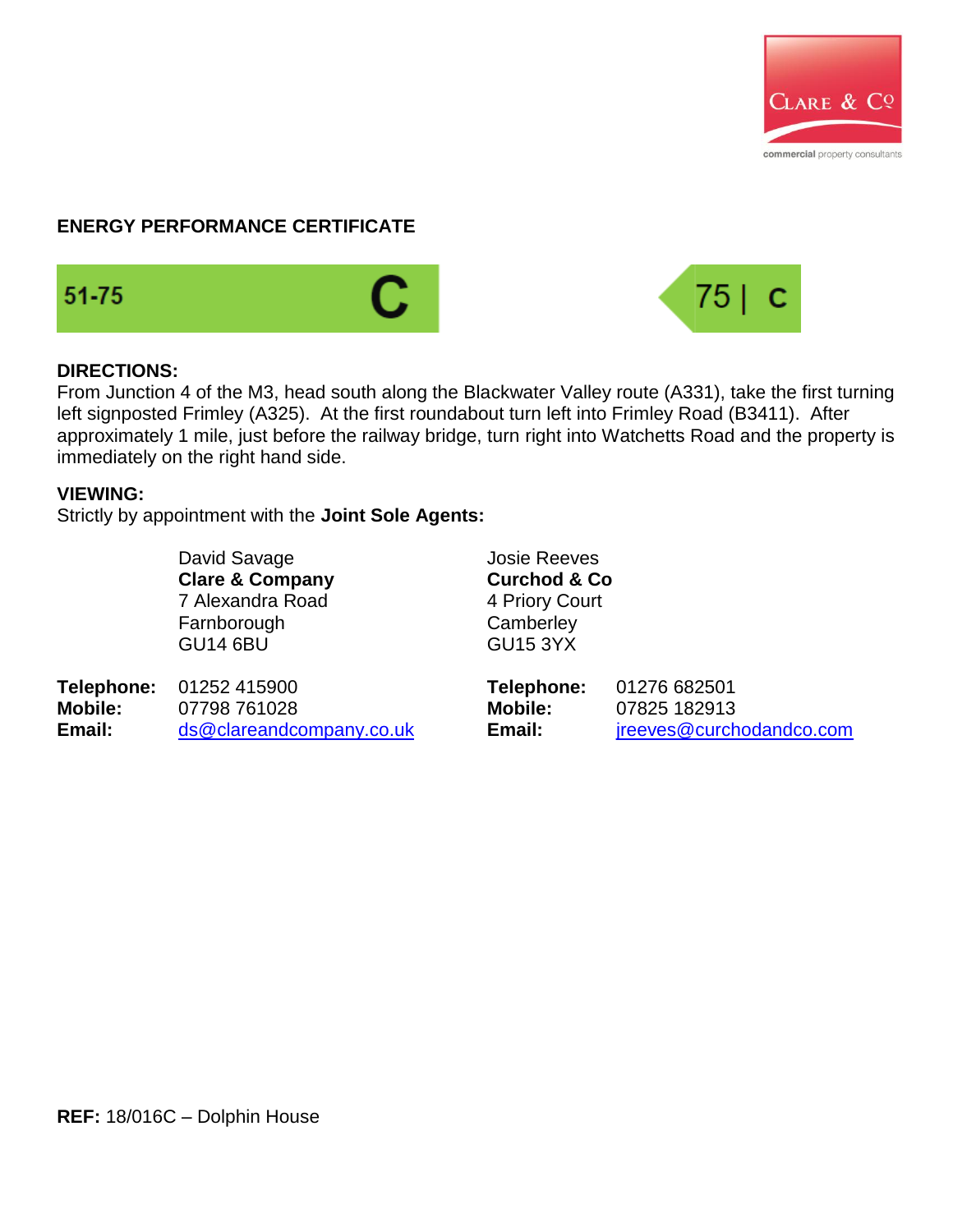CLARE & CO

commercial property consultants

## ENERGY PERFORMANCE CERTIFICATE

51-75 C

75 | C

## DIRECTIONS:

From Junction 4 of the M3, head south along the Blackwater Valley route (A331), take the first turning left signposted Frimley (A325). At the first roundabout turn left into Frimley Road (B3411). After approximately 1 mile, just before the railway bridge, turn right into Watchetts Road and the property is immediately on the right hand side.

## VIEWING:

Strictly by appointment with the **Joint Sole Agents:**

| | | | |
|---|---|---|---|
| | David Savage<br>**Clare & Company**<br>7 Alexandra Road<br>Farnborough<br>GU14 6BU | | Josie Reeves<br>**Curchod & Co**<br>4 Priory Court<br>Camberley<br>GU15 3YX |
| **Telephone:** | 01252 415900 | **Telephone:** | 01276 682501 |
| **Mobile:** | 07798 761028 | **Mobile:** | 07825 182913 |
| **Email:** | ds@clareandcompany.co.uk | **Email:** | jreeves@curchodandco.com |

**REF:** 18/016C – Dolphin House